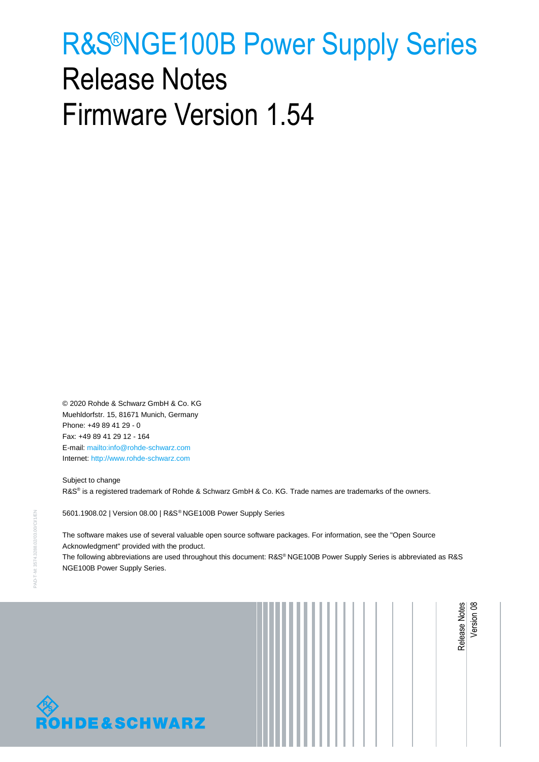# R&S®NGE100B Power Supply Series

## Release Notes
## Firmware Version 1.54

© 2020 Rohde & Schwarz GmbH & Co. KG
Muehldorfstr. 15, 81671 Munich, Germany
Phone: +49 89 41 29 - 0
Fax: +49 89 41 29 12 - 164
E-mail: mailto:info@rohde-schwarz.com
Internet: http://www.rohde-schwarz.com

Subject to change
R&S® is a registered trademark of Rohde & Schwarz GmbH & Co. KG. Trade names are trademarks of the owners.

5601.1908.02 | Version 08.00 | R&S® NGE100B Power Supply Series

The software makes use of several valuable open source software packages. For information, see the "Open Source Acknowledgment" provided with the product.
The following abbreviations are used throughout this document: R&S® NGE100B Power Supply Series is abbreviated as R&S NGE100B Power Supply Series.

Release Notes
Version 08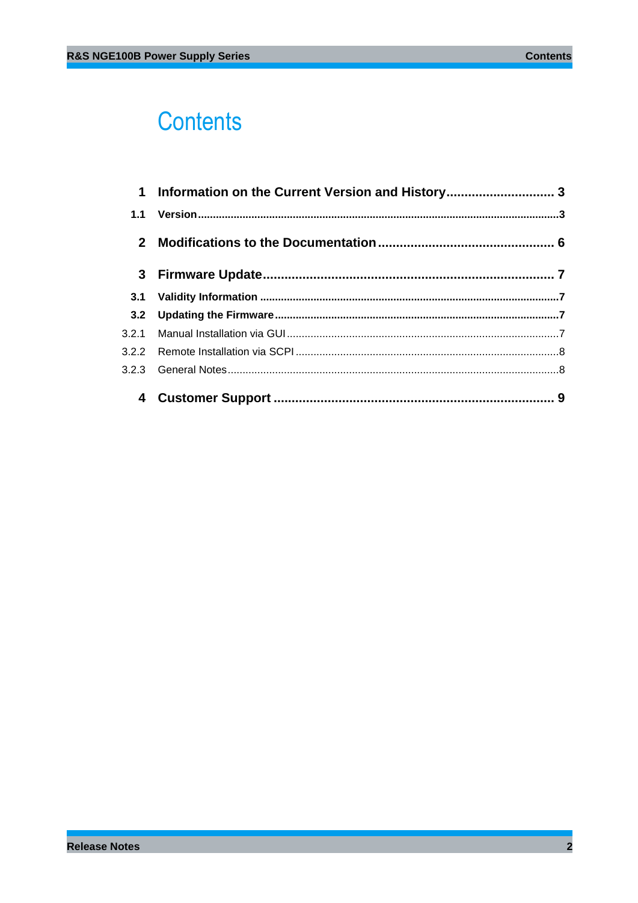# Contents

| | | |
|---|---|---|
| **1** | **Information on the Current Version and History** | **3** |
| **1.1** | **Version** | **3** |
| **2** | **Modifications to the Documentation** | **6** |
| **3** | **Firmware Update** | **7** |
| **3.1** | **Validity Information** | **7** |
| **3.2** | **Updating the Firmware** | **7** |
| 3.2.1 | Manual Installation via GUI | 7 |
| 3.2.2 | Remote Installation via SCPI | 8 |
| 3.2.3 | General Notes | 8 |
| **4** | **Customer Support** | **9** |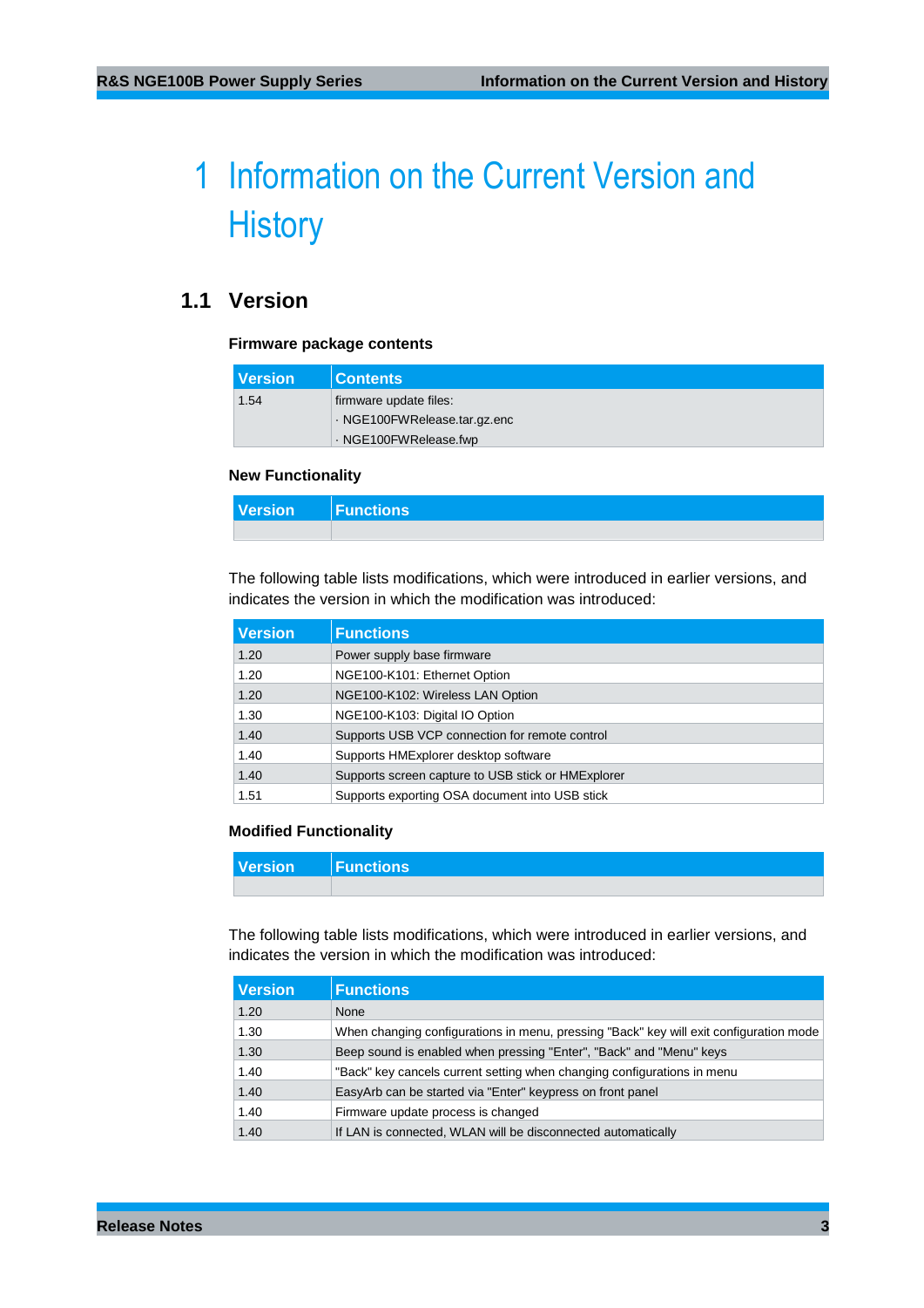# 1 Information on the Current Version and History

## 1.1 Version

**Firmware package contents**

| Version | Contents |
|---|---|
| 1.54 | firmware update files:<br>· NGE100FWRelease.tar.gz.enc<br>· NGE100FWRelease.fwp |

**New Functionality**

| Version | Functions |
|---|---|
| | |

The following table lists modifications, which were introduced in earlier versions, and indicates the version in which the modification was introduced:

| Version | Functions |
|---|---|
| 1.20 | Power supply base firmware |
| 1.20 | NGE100-K101: Ethernet Option |
| 1.20 | NGE100-K102: Wireless LAN Option |
| 1.30 | NGE100-K103: Digital IO Option |
| 1.40 | Supports USB VCP connection for remote control |
| 1.40 | Supports HMExplorer desktop software |
| 1.40 | Supports screen capture to USB stick or HMExplorer |
| 1.51 | Supports exporting OSA document into USB stick |

**Modified Functionality**

| Version | Functions |
|---|---|
| | |

The following table lists modifications, which were introduced in earlier versions, and indicates the version in which the modification was introduced:

| Version | Functions |
|---|---|
| 1.20 | None |
| 1.30 | When changing configurations in menu, pressing "Back" key will exit configuration mode |
| 1.30 | Beep sound is enabled when pressing "Enter", "Back" and "Menu" keys |
| 1.40 | "Back" key cancels current setting when changing configurations in menu |
| 1.40 | EasyArb can be started via "Enter" keypress on front panel |
| 1.40 | Firmware update process is changed |
| 1.40 | If LAN is connected, WLAN will be disconnected automatically |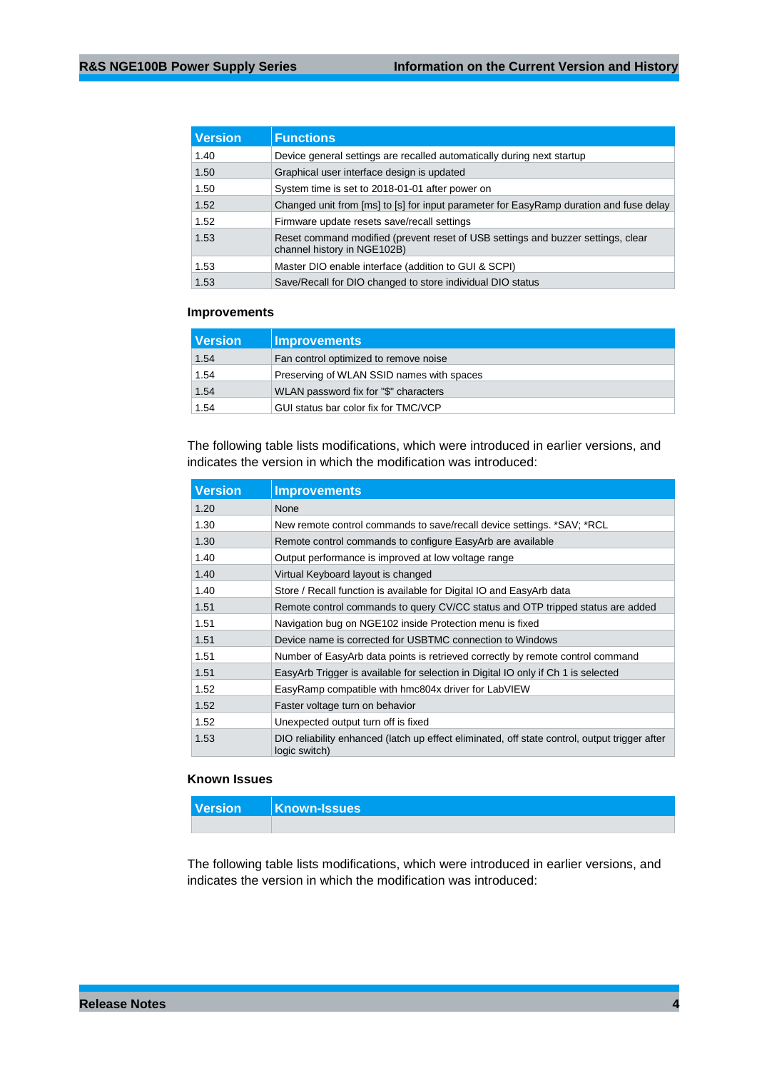| Version | Functions |
|---|---|
| 1.40 | Device general settings are recalled automatically during next startup |
| 1.50 | Graphical user interface design is updated |
| 1.50 | System time is set to 2018-01-01 after power on |
| 1.52 | Changed unit from [ms] to [s] for input parameter for EasyRamp duration and fuse delay |
| 1.52 | Firmware update resets save/recall settings |
| 1.53 | Reset command modified (prevent reset of USB settings and buzzer settings, clear channel history in NGE102B) |
| 1.53 | Master DIO enable interface (addition to GUI & SCPI) |
| 1.53 | Save/Recall for DIO changed to store individual DIO status |

### Improvements

| Version | Improvements |
|---|---|
| 1.54 | Fan control optimized to remove noise |
| 1.54 | Preserving of WLAN SSID names with spaces |
| 1.54 | WLAN password fix for "$" characters |
| 1.54 | GUI status bar color fix for TMC/VCP |

The following table lists modifications, which were introduced in earlier versions, and indicates the version in which the modification was introduced:

| Version | Improvements |
|---|---|
| 1.20 | None |
| 1.30 | New remote control commands to save/recall device settings. *SAV; *RCL |
| 1.30 | Remote control commands to configure EasyArb are available |
| 1.40 | Output performance is improved at low voltage range |
| 1.40 | Virtual Keyboard layout is changed |
| 1.40 | Store / Recall function is available for Digital IO and EasyArb data |
| 1.51 | Remote control commands to query CV/CC status and OTP tripped status are added |
| 1.51 | Navigation bug on NGE102 inside Protection menu is fixed |
| 1.51 | Device name is corrected for USBTMC connection to Windows |
| 1.51 | Number of EasyArb data points is retrieved correctly by remote control command |
| 1.51 | EasyArb Trigger is available for selection in Digital IO only if Ch 1 is selected |
| 1.52 | EasyRamp compatible with hmc804x driver for LabVIEW |
| 1.52 | Faster voltage turn on behavior |
| 1.52 | Unexpected output turn off is fixed |
| 1.53 | DIO reliability enhanced (latch up effect eliminated, off state control, output trigger after logic switch) |

### Known Issues

| Version | Known-Issues |
|---|---|
| | |

The following table lists modifications, which were introduced in earlier versions, and indicates the version in which the modification was introduced: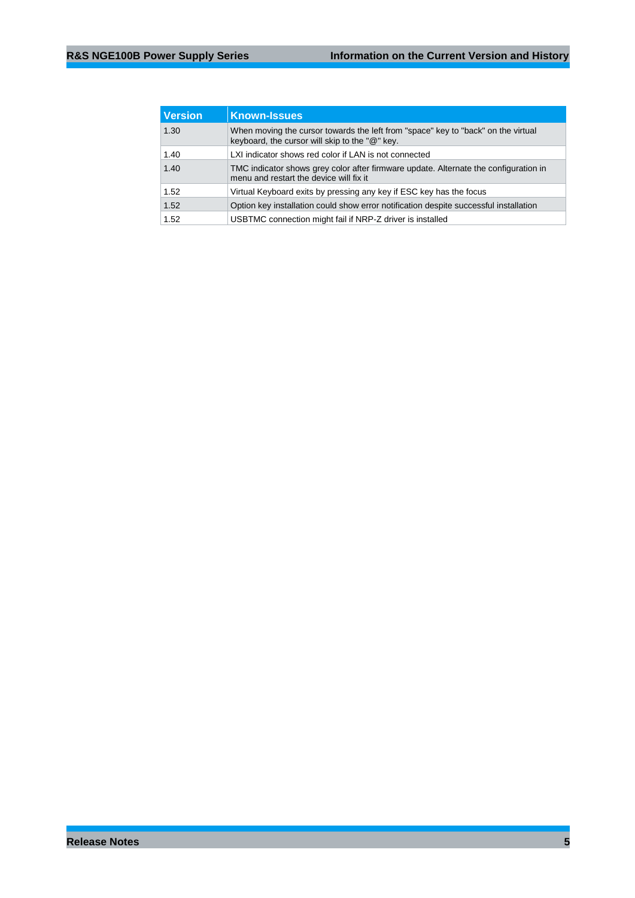| Version | Known-Issues |
| --- | --- |
| 1.30 | When moving the cursor towards the left from "space" key to "back" on the virtual keyboard, the cursor will skip to the "@" key. |
| 1.40 | LXI indicator shows red color if LAN is not connected |
| 1.40 | TMC indicator shows grey color after firmware update. Alternate the configuration in menu and restart the device will fix it |
| 1.52 | Virtual Keyboard exits by pressing any key if ESC key has the focus |
| 1.52 | Option key installation could show error notification despite successful installation |
| 1.52 | USBTMC connection might fail if NRP-Z driver is installed |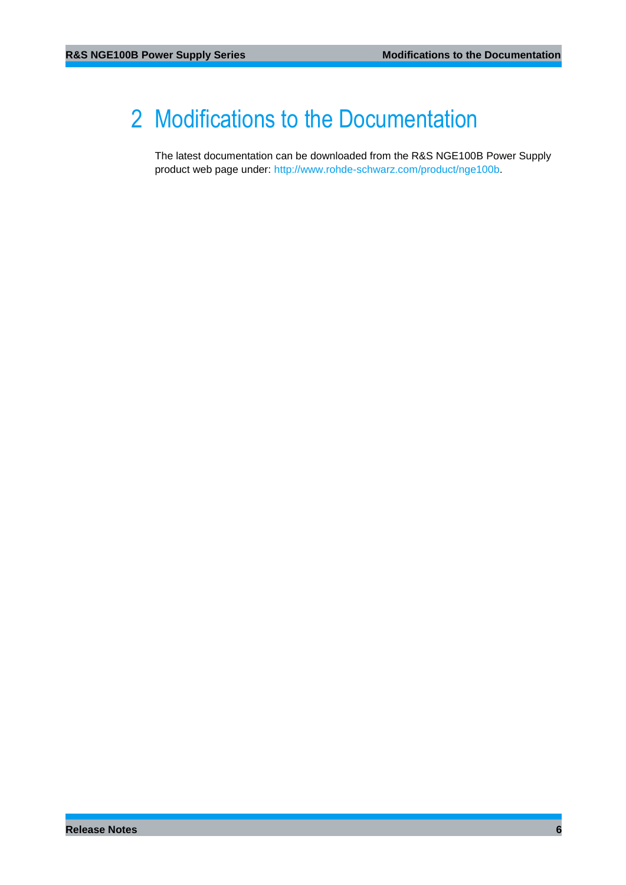# 2 Modifications to the Documentation

The latest documentation can be downloaded from the R&S NGE100B Power Supply product web page under: http://www.rohde-schwarz.com/product/nge100b.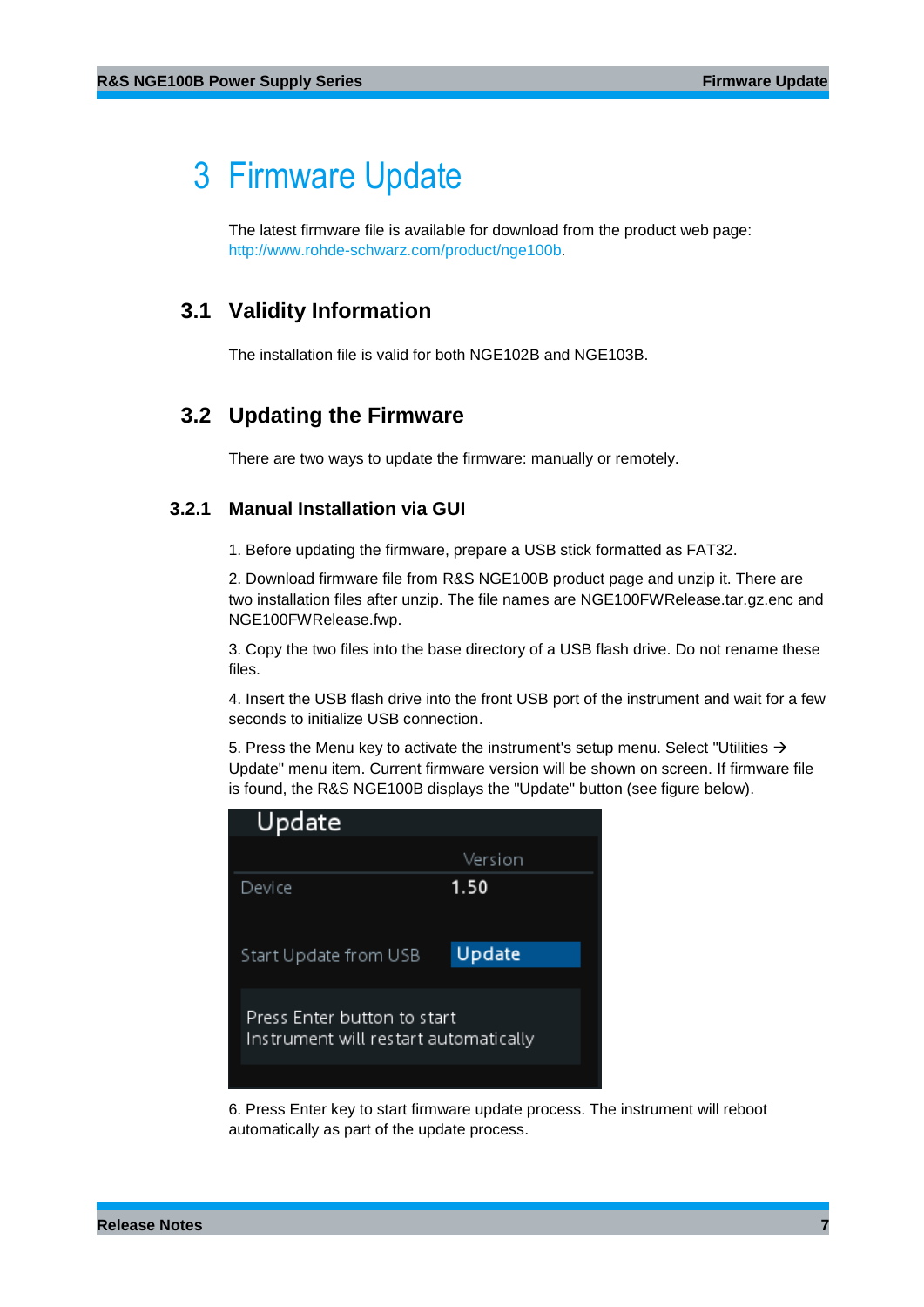# 3 Firmware Update

The latest firmware file is available for download from the product web page: http://www.rohde-schwarz.com/product/nge100b.

## 3.1 Validity Information

The installation file is valid for both NGE102B and NGE103B.

## 3.2 Updating the Firmware

There are two ways to update the firmware: manually or remotely.

### 3.2.1 Manual Installation via GUI

1. Before updating the firmware, prepare a USB stick formatted as FAT32.

2. Download firmware file from R&S NGE100B product page and unzip it. There are two installation files after unzip. The file names are NGE100FWRelease.tar.gz.enc and NGE100FWRelease.fwp.

3. Copy the two files into the base directory of a USB flash drive. Do not rename these files.

4. Insert the USB flash drive into the front USB port of the instrument and wait for a few seconds to initialize USB connection.

5. Press the Menu key to activate the instrument's setup menu. Select "Utilities → Update" menu item. Current firmware version will be shown on screen. If firmware file is found, the R&S NGE100B displays the "Update" button (see figure below).

6. Press Enter key to start firmware update process. The instrument will reboot automatically as part of the update process.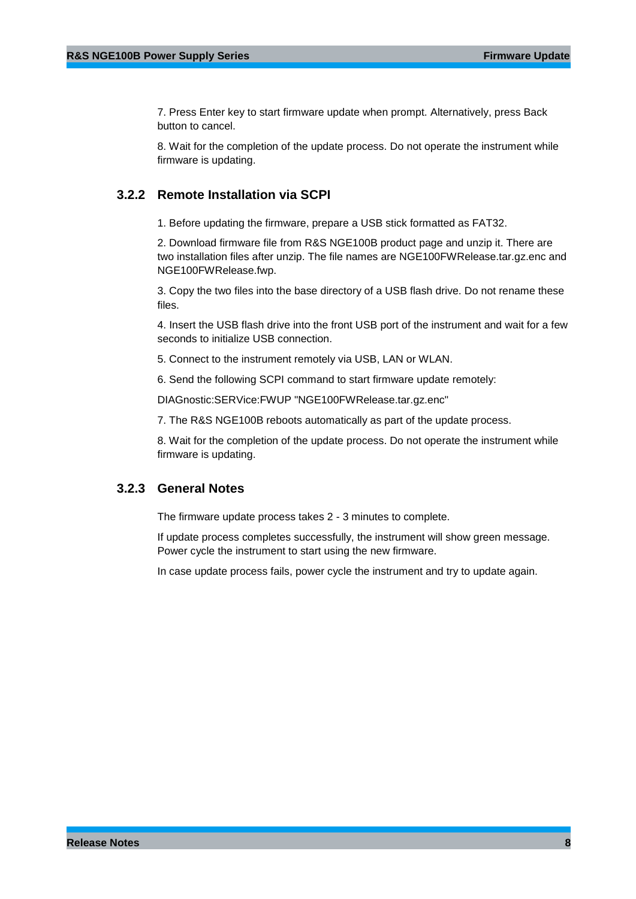7. Press Enter key to start firmware update when prompt. Alternatively, press Back button to cancel.

8. Wait for the completion of the update process. Do not operate the instrument while firmware is updating.

### 3.2.2 Remote Installation via SCPI

1. Before updating the firmware, prepare a USB stick formatted as FAT32.

2. Download firmware file from R&S NGE100B product page and unzip it. There are two installation files after unzip. The file names are NGE100FWRelease.tar.gz.enc and NGE100FWRelease.fwp.

3. Copy the two files into the base directory of a USB flash drive. Do not rename these files.

4. Insert the USB flash drive into the front USB port of the instrument and wait for a few seconds to initialize USB connection.

5. Connect to the instrument remotely via USB, LAN or WLAN.

6. Send the following SCPI command to start firmware update remotely:

DIAGnostic:SERVice:FWUP "NGE100FWRelease.tar.gz.enc"

7. The R&S NGE100B reboots automatically as part of the update process.

8. Wait for the completion of the update process. Do not operate the instrument while firmware is updating.

### 3.2.3 General Notes

The firmware update process takes 2 - 3 minutes to complete.

If update process completes successfully, the instrument will show green message. Power cycle the instrument to start using the new firmware.

In case update process fails, power cycle the instrument and try to update again.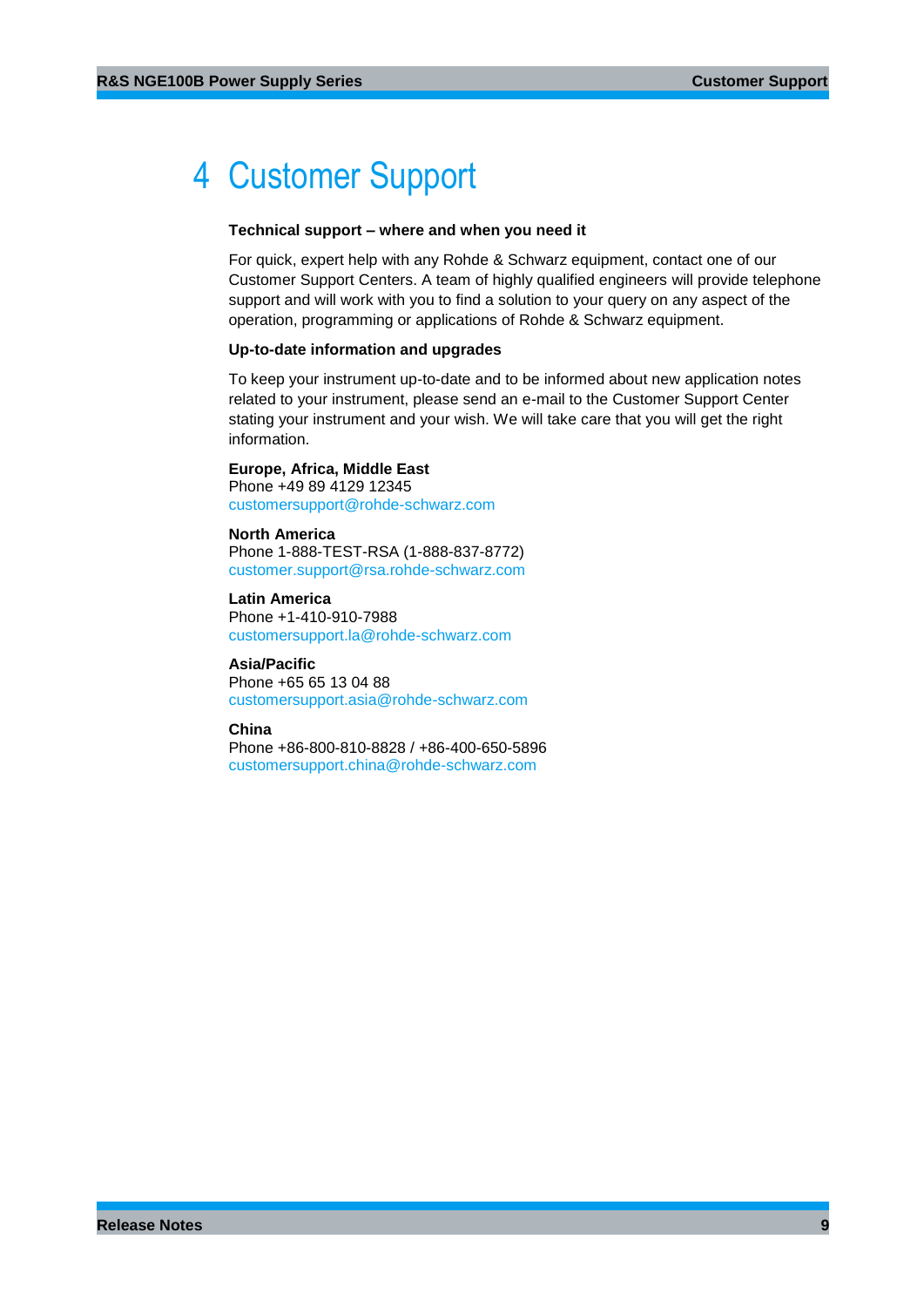# 4 Customer Support

**Technical support – where and when you need it**

For quick, expert help with any Rohde & Schwarz equipment, contact one of our Customer Support Centers. A team of highly qualified engineers will provide telephone support and will work with you to find a solution to your query on any aspect of the operation, programming or applications of Rohde & Schwarz equipment.

**Up-to-date information and upgrades**

To keep your instrument up-to-date and to be informed about new application notes related to your instrument, please send an e-mail to the Customer Support Center stating your instrument and your wish. We will take care that you will get the right information.

**Europe, Africa, Middle East**
Phone +49 89 4129 12345
customersupport@rohde-schwarz.com

**North America**
Phone 1-888-TEST-RSA (1-888-837-8772)
customer.support@rsa.rohde-schwarz.com

**Latin America**
Phone +1-410-910-7988
customersupport.la@rohde-schwarz.com

**Asia/Pacific**
Phone +65 65 13 04 88
customersupport.asia@rohde-schwarz.com

**China**
Phone +86-800-810-8828 / +86-400-650-5896
customersupport.china@rohde-schwarz.com